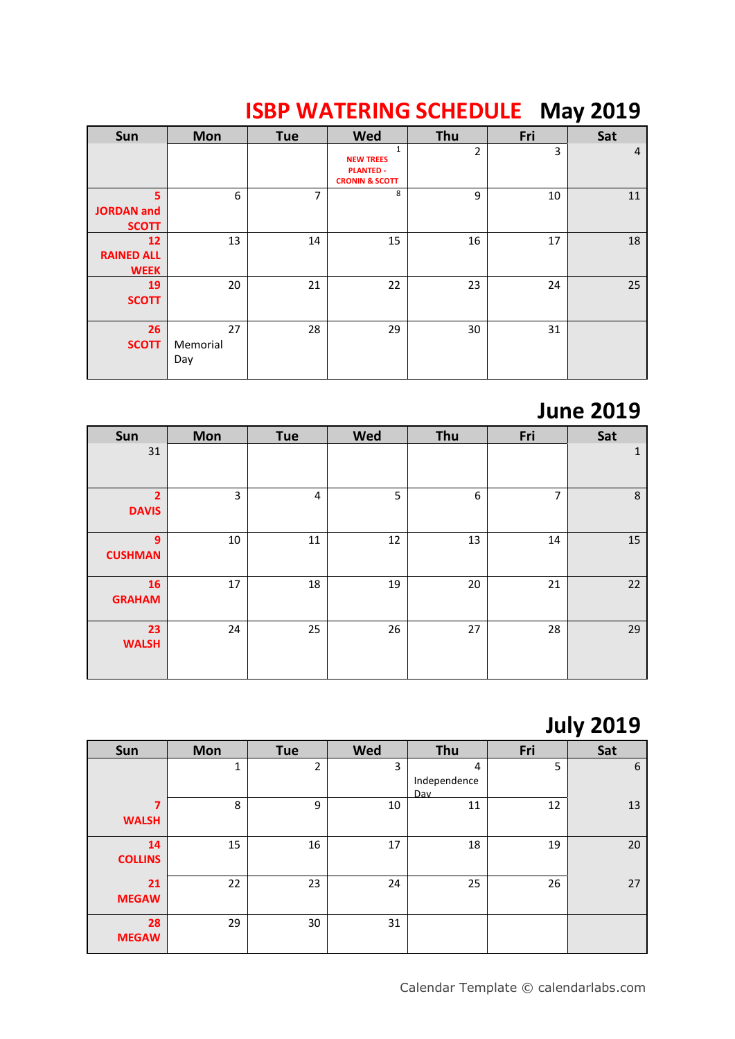# ISBP WATERING SCHEDULE May 2019

| Sun | Mon | Tue | Wed | Thu | Fri | Sat |
|---|---|---|---|---|---|---|
| | | | 1 NEW TREES PLANTED - CRONIN & SCOTT | 2 | 3 | 4 |
| 5 JORDAN and SCOTT | 6 | 7 | 8 | 9 | 10 | 11 |
| 12 RAINED ALL WEEK | 13 | 14 | 15 | 16 | 17 | 18 |
| 19 SCOTT | 20 | 21 | 22 | 23 | 24 | 25 |
| 26 SCOTT | 27 Memorial Day | 28 | 29 | 30 | 31 | |

## June 2019

| Sun | Mon | Tue | Wed | Thu | Fri | Sat |
|---|---|---|---|---|---|---|
| 31 | | | | | | 1 |
| 2 DAVIS | 3 | 4 | 5 | 6 | 7 | 8 |
| 9 CUSHMAN | 10 | 11 | 12 | 13 | 14 | 15 |
| 16 GRAHAM | 17 | 18 | 19 | 20 | 21 | 22 |
| 23 WALSH | 24 | 25 | 26 | 27 | 28 | 29 |

## July 2019

| Sun | Mon | Tue | Wed | Thu | Fri | Sat |
|---|---|---|---|---|---|---|
| | 1 | 2 | 3 | 4 Independence Day | 5 | 6 |
| 7 WALSH | 8 | 9 | 10 | 11 | 12 | 13 |
| 14 COLLINS | 15 | 16 | 17 | 18 | 19 | 20 |
| 21 MEGAW | 22 | 23 | 24 | 25 | 26 | 27 |
| 28 MEGAW | 29 | 30 | 31 | | | |

Calendar Template © calendarlabs.com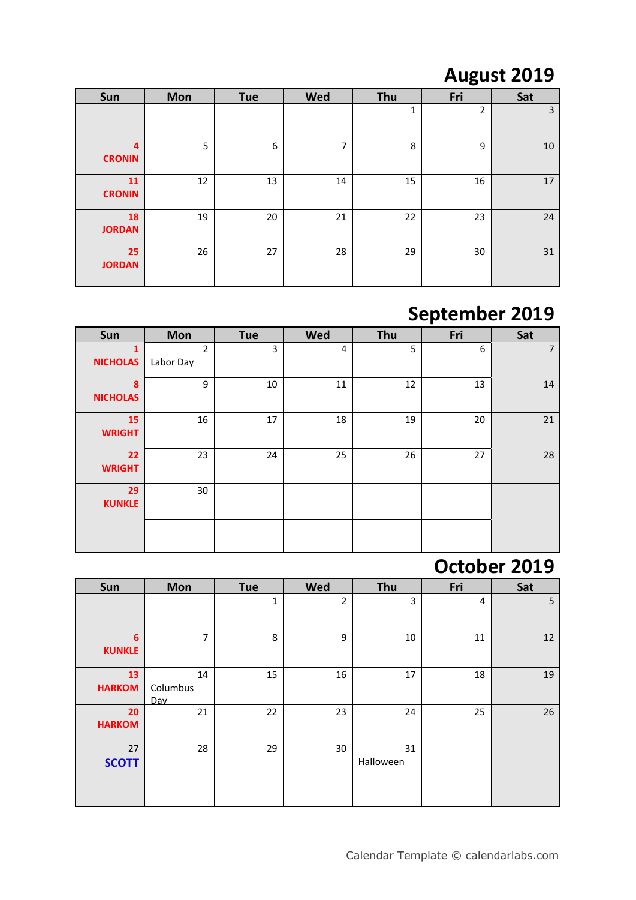# August 2019

| Sun | Mon | Tue | Wed | Thu | Fri | Sat |
|---|---|---|---|---|---|---|
| | | | | 1 | 2 | 3 |
| 4 CRONIN | 5 | 6 | 7 | 8 | 9 | 10 |
| 11 CRONIN | 12 | 13 | 14 | 15 | 16 | 17 |
| 18 JORDAN | 19 | 20 | 21 | 22 | 23 | 24 |
| 25 JORDAN | 26 | 27 | 28 | 29 | 30 | 31 |

# September 2019

| Sun | Mon | Tue | Wed | Thu | Fri | Sat |
|---|---|---|---|---|---|---|
| 1 NICHOLAS | 2 Labor Day | 3 | 4 | 5 | 6 | 7 |
| 8 NICHOLAS | 9 | 10 | 11 | 12 | 13 | 14 |
| 15 WRIGHT | 16 | 17 | 18 | 19 | 20 | 21 |
| 22 WRIGHT | 23 | 24 | 25 | 26 | 27 | 28 |
| 29 KUNKLE | 30 | | | | | |
| | | | | | | |

# October 2019

| Sun | Mon | Tue | Wed | Thu | Fri | Sat |
|---|---|---|---|---|---|---|
| | | 1 | 2 | 3 | 4 | 5 |
| 6 KUNKLE | 7 | 8 | 9 | 10 | 11 | 12 |
| 13 HARKOM | 14 Columbus Day | 15 | 16 | 17 | 18 | 19 |
| 20 HARKOM | 21 | 22 | 23 | 24 | 25 | 26 |
| 27 SCOTT | 28 | 29 | 30 | 31 Halloween | | |
| | | | | | | |

Calendar Template © calendarlabs.com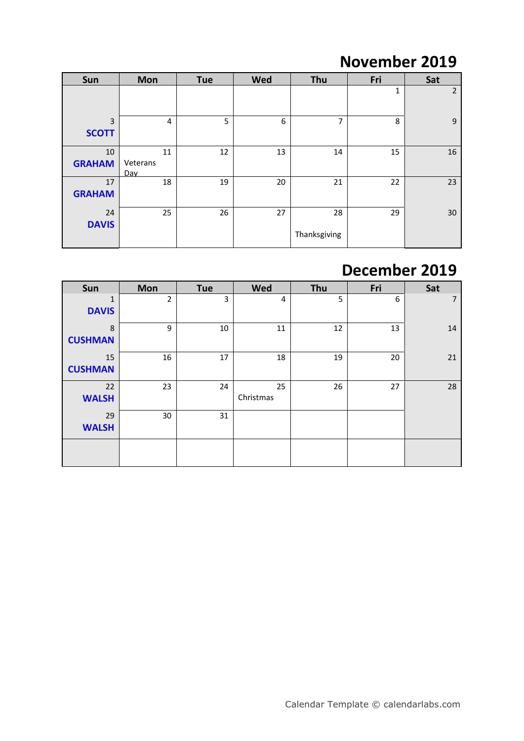## November 2019

| Sun | Mon | Tue | Wed | Thu | Fri | Sat |
|---|---|---|---|---|---|---|
| | | | | | 1 | 2 |
| 3 **SCOTT** | 4 | 5 | 6 | 7 | 8 | 9 |
| 10 **GRAHAM** | 11 Veterans Day | 12 | 13 | 14 | 15 | 16 |
| 17 **GRAHAM** | 18 | 19 | 20 | 21 | 22 | 23 |
| 24 **DAVIS** | 25 | 26 | 27 | 28 Thanksgiving | 29 | 30 |

## December 2019

| Sun | Mon | Tue | Wed | Thu | Fri | Sat |
|---|---|---|---|---|---|---|
| 1 **DAVIS** | 2 | 3 | 4 | 5 | 6 | 7 |
| 8 **CUSHMAN** | 9 | 10 | 11 | 12 | 13 | 14 |
| 15 **CUSHMAN** | 16 | 17 | 18 | 19 | 20 | 21 |
| 22 **WALSH** | 23 | 24 | 25 Christmas | 26 | 27 | 28 |
| 29 **WALSH** | 30 | 31 | | | | |
| | | | | | | |

Calendar Template © calendarlabs.com